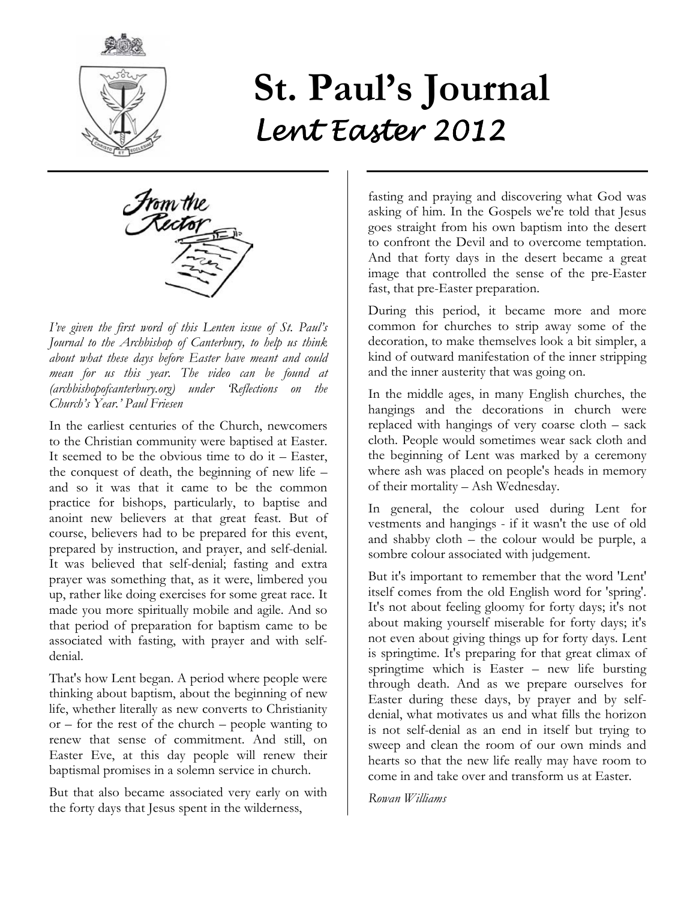# St. Paul's Journal

## *Lent Easter 2012*

### From the Rector

*I've given the first word of this Lenten issue of St. Paul's Journal to the Archbishop of Canterbury, to help us think about what these days before Easter have meant and could mean for us this year. The video can be found at (archbishopofcanterbury.org) under 'Reflections on the Church's Year.' Paul Friesen*

In the earliest centuries of the Church, newcomers to the Christian community were baptised at Easter. It seemed to be the obvious time to do it – Easter, the conquest of death, the beginning of new life – and so it was that it came to be the common practice for bishops, particularly, to baptise and anoint new believers at that great feast. But of course, believers had to be prepared for this event, prepared by instruction, and prayer, and self-denial. It was believed that self-denial; fasting and extra prayer was something that, as it were, limbered you up, rather like doing exercises for some great race. It made you more spiritually mobile and agile. And so that period of preparation for baptism came to be associated with fasting, with prayer and with self-denial.

That's how Lent began. A period where people were thinking about baptism, about the beginning of new life, whether literally as new converts to Christianity or – for the rest of the church – people wanting to renew that sense of commitment. And still, on Easter Eve, at this day people will renew their baptismal promises in a solemn service in church.

But that also became associated very early on with the forty days that Jesus spent in the wilderness, fasting and praying and discovering what God was asking of him. In the Gospels we're told that Jesus goes straight from his own baptism into the desert to confront the Devil and to overcome temptation. And that forty days in the desert became a great image that controlled the sense of the pre-Easter fast, that pre-Easter preparation.

During this period, it became more and more common for churches to strip away some of the decoration, to make themselves look a bit simpler, a kind of outward manifestation of the inner stripping and the inner austerity that was going on.

In the middle ages, in many English churches, the hangings and the decorations in church were replaced with hangings of very coarse cloth – sack cloth. People would sometimes wear sack cloth and the beginning of Lent was marked by a ceremony where ash was placed on people's heads in memory of their mortality – Ash Wednesday.

In general, the colour used during Lent for vestments and hangings - if it wasn't the use of old and shabby cloth – the colour would be purple, a sombre colour associated with judgement.

But it's important to remember that the word 'Lent' itself comes from the old English word for 'spring'. It's not about feeling gloomy for forty days; it's not about making yourself miserable for forty days; it's not even about giving things up for forty days. Lent is springtime. It's preparing for that great climax of springtime which is Easter – new life bursting through death. And as we prepare ourselves for Easter during these days, by prayer and by self-denial, what motivates us and what fills the horizon is not self-denial as an end in itself but trying to sweep and clean the room of our own minds and hearts so that the new life really may have room to come in and take over and transform us at Easter.

*Rowan Williams*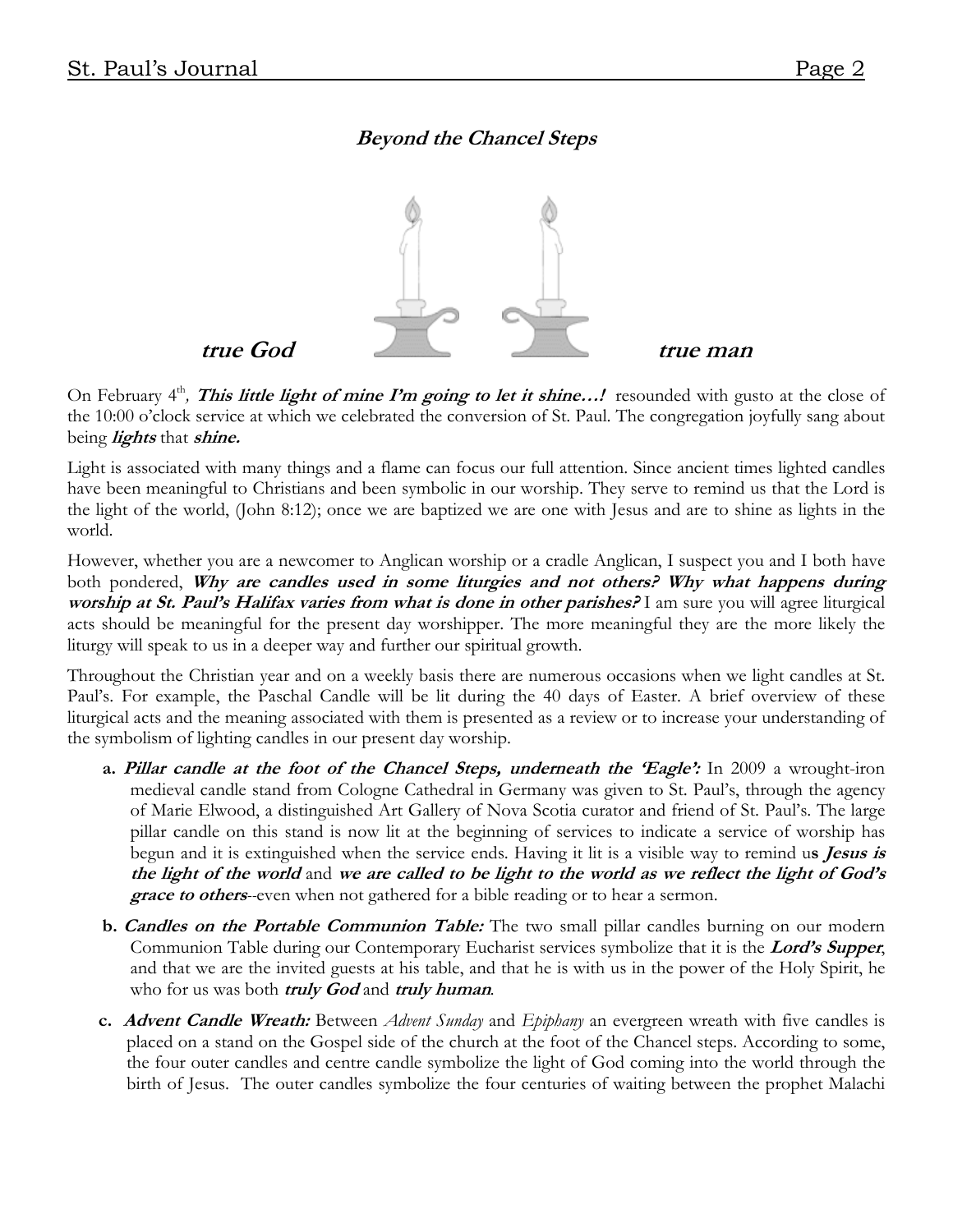## *Beyond the Chancel Steps*

***true God*** ***true man***

On February 4th, ***This little light of mine I'm going to let it shine…!*** resounded with gusto at the close of the 10:00 o'clock service at which we celebrated the conversion of St. Paul. The congregation joyfully sang about being ***lights*** that ***shine.***

Light is associated with many things and a flame can focus our full attention. Since ancient times lighted candles have been meaningful to Christians and been symbolic in our worship. They serve to remind us that the Lord is the light of the world, (John 8:12); once we are baptized we are one with Jesus and are to shine as lights in the world.

However, whether you are a newcomer to Anglican worship or a cradle Anglican, I suspect you and I both have both pondered, ***Why are candles used in some liturgies and not others? Why what happens during worship at St. Paul's Halifax varies from what is done in other parishes?*** I am sure you will agree liturgical acts should be meaningful for the present day worshipper. The more meaningful they are the more likely the liturgy will speak to us in a deeper way and further our spiritual growth.

Throughout the Christian year and on a weekly basis there are numerous occasions when we light candles at St. Paul's. For example, the Paschal Candle will be lit during the 40 days of Easter. A brief overview of these liturgical acts and the meaning associated with them is presented as a review or to increase your understanding of the symbolism of lighting candles in our present day worship.

**a.** ***Pillar candle at the foot of the Chancel Steps, underneath the 'Eagle':*** In 2009 a wrought-iron medieval candle stand from Cologne Cathedral in Germany was given to St. Paul's, through the agency of Marie Elwood, a distinguished Art Gallery of Nova Scotia curator and friend of St. Paul's. The large pillar candle on this stand is now lit at the beginning of services to indicate a service of worship has begun and it is extinguished when the service ends. Having it lit is a visible way to remind us ***Jesus is the light of the world*** and ***we are called to be light to the world as we reflect the light of God's grace to others***--even when not gathered for a bible reading or to hear a sermon.

**b.** ***Candles on the Portable Communion Table:*** The two small pillar candles burning on our modern Communion Table during our Contemporary Eucharist services symbolize that it is the ***Lord's Supper***, and that we are the invited guests at his table, and that he is with us in the power of the Holy Spirit, he who for us was both ***truly God*** and ***truly human***.

**c.** ***Advent Candle Wreath:*** Between *Advent Sunday* and *Epiphany* an evergreen wreath with five candles is placed on a stand on the Gospel side of the church at the foot of the Chancel steps. According to some, the four outer candles and centre candle symbolize the light of God coming into the world through the birth of Jesus. The outer candles symbolize the four centuries of waiting between the prophet Malachi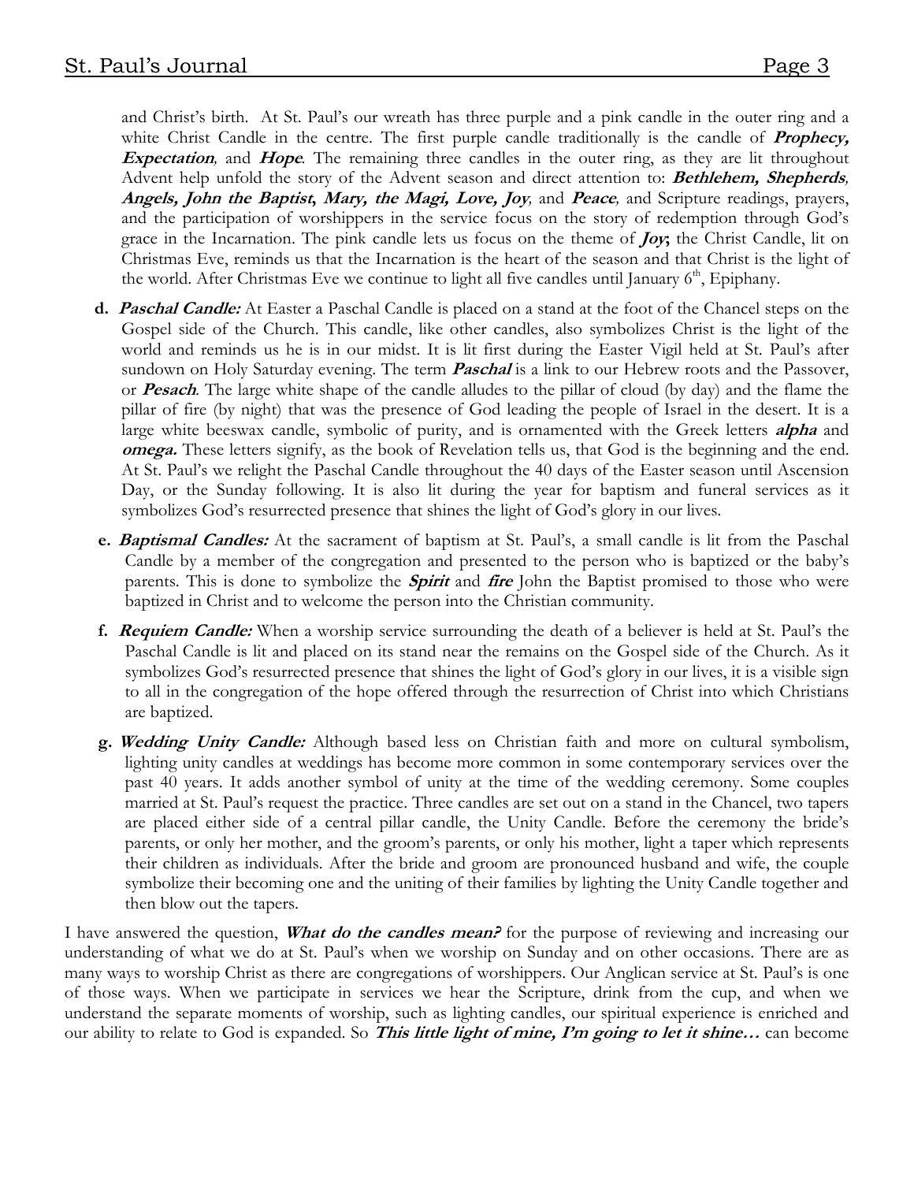and Christ's birth. At St. Paul's our wreath has three purple and a pink candle in the outer ring and a white Christ Candle in the centre. The first purple candle traditionally is the candle of ***Prophecy, Expectation***, and ***Hope***. The remaining three candles in the outer ring, as they are lit throughout Advent help unfold the story of the Advent season and direct attention to: ***Bethlehem, Shepherds, Angels, John the Baptist, Mary, the Magi, Love, Joy***, and ***Peace***, and Scripture readings, prayers, and the participation of worshippers in the service focus on the story of redemption through God's grace in the Incarnation. The pink candle lets us focus on the theme of ***Joy***; the Christ Candle, lit on Christmas Eve, reminds us that the Incarnation is the heart of the season and that Christ is the light of the world. After Christmas Eve we continue to light all five candles until January 6th, Epiphany.

**d.** ***Paschal Candle:*** At Easter a Paschal Candle is placed on a stand at the foot of the Chancel steps on the Gospel side of the Church. This candle, like other candles, also symbolizes Christ is the light of the world and reminds us he is in our midst. It is lit first during the Easter Vigil held at St. Paul's after sundown on Holy Saturday evening. The term ***Paschal*** is a link to our Hebrew roots and the Passover, or ***Pesach***. The large white shape of the candle alludes to the pillar of cloud (by day) and the flame the pillar of fire (by night) that was the presence of God leading the people of Israel in the desert. It is a large white beeswax candle, symbolic of purity, and is ornamented with the Greek letters ***alpha*** and ***omega.*** These letters signify, as the book of Revelation tells us, that God is the beginning and the end. At St. Paul's we relight the Paschal Candle throughout the 40 days of the Easter season until Ascension Day, or the Sunday following. It is also lit during the year for baptism and funeral services as it symbolizes God's resurrected presence that shines the light of God's glory in our lives.

**e.** ***Baptismal Candles:*** At the sacrament of baptism at St. Paul's, a small candle is lit from the Paschal Candle by a member of the congregation and presented to the person who is baptized or the baby's parents. This is done to symbolize the ***Spirit*** and ***fire*** John the Baptist promised to those who were baptized in Christ and to welcome the person into the Christian community.

**f.** ***Requiem Candle:*** When a worship service surrounding the death of a believer is held at St. Paul's the Paschal Candle is lit and placed on its stand near the remains on the Gospel side of the Church. As it symbolizes God's resurrected presence that shines the light of God's glory in our lives, it is a visible sign to all in the congregation of the hope offered through the resurrection of Christ into which Christians are baptized.

**g.** ***Wedding Unity Candle:*** Although based less on Christian faith and more on cultural symbolism, lighting unity candles at weddings has become more common in some contemporary services over the past 40 years. It adds another symbol of unity at the time of the wedding ceremony. Some couples married at St. Paul's request the practice. Three candles are set out on a stand in the Chancel, two tapers are placed either side of a central pillar candle, the Unity Candle. Before the ceremony the bride's parents, or only her mother, and the groom's parents, or only his mother, light a taper which represents their children as individuals. After the bride and groom are pronounced husband and wife, the couple symbolize their becoming one and the uniting of their families by lighting the Unity Candle together and then blow out the tapers.

I have answered the question, ***What do the candles mean?*** for the purpose of reviewing and increasing our understanding of what we do at St. Paul's when we worship on Sunday and on other occasions. There are as many ways to worship Christ as there are congregations of worshippers. Our Anglican service at St. Paul's is one of those ways. When we participate in services we hear the Scripture, drink from the cup, and when we understand the separate moments of worship, such as lighting candles, our spiritual experience is enriched and our ability to relate to God is expanded. So ***This little light of mine, I'm going to let it shine…*** can become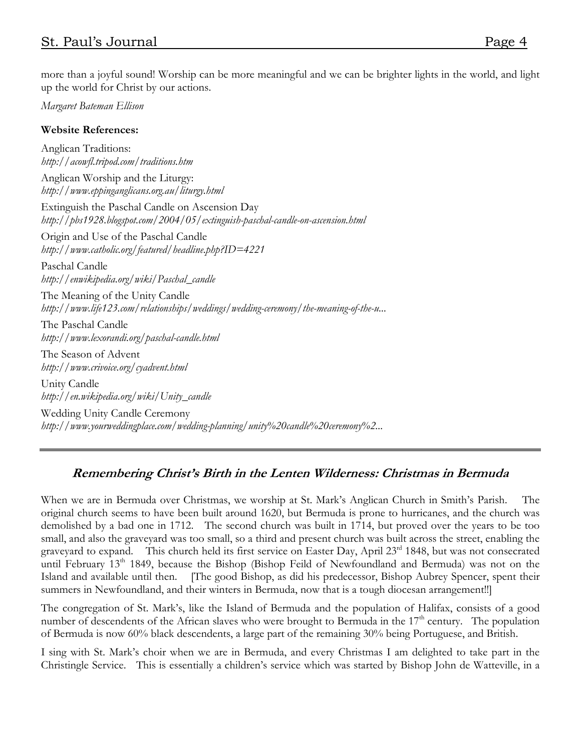more than a joyful sound! Worship can be more meaningful and we can be brighter lights in the world, and light up the world for Christ by our actions.

*Margaret Bateman Ellison*

**Website References:**

Anglican Traditions:
*http://acowfl.tripod.com/traditions.htm*

Anglican Worship and the Liturgy:
*http://www.eppinganglicans.org.au/liturgy.html*

Extinguish the Paschal Candle on Ascension Day
*http://pbs1928.blogspot.com/2004/05/extinguish-paschal-candle-on-ascension.html*

Origin and Use of the Paschal Candle
*http://www.catholic.org/featured/headline.php?ID=4221*

Paschal Candle
*http://enwikipedia.org/wiki/Paschal_candle*

The Meaning of the Unity Candle
*http://www.life123.com/relationships/weddings/wedding-ceremony/the-meaning-of-the-u...*

The Paschal Candle
*http://www.lexorandi.org/paschal-candle.html*

The Season of Advent
*http://www.crivoice.org/cyadvent.html*

Unity Candle
*http://en.wikipedia.org/wiki/Unity_candle*

Wedding Unity Candle Ceremony
*http://www.yourweddingplace.com/wedding-planning/unity%20candle%20ceremony%2...*

---

## *Remembering Christ's Birth in the Lenten Wilderness: Christmas in Bermuda*

When we are in Bermuda over Christmas, we worship at St. Mark's Anglican Church in Smith's Parish. The original church seems to have been built around 1620, but Bermuda is prone to hurricanes, and the church was demolished by a bad one in 1712. The second church was built in 1714, but proved over the years to be too small, and also the graveyard was too small, so a third and present church was built across the street, enabling the graveyard to expand. This church held its first service on Easter Day, April 23rd 1848, but was not consecrated until February 13th 1849, because the Bishop (Bishop Feild of Newfoundland and Bermuda) was not on the Island and available until then. [The good Bishop, as did his predecessor, Bishop Aubrey Spencer, spent their summers in Newfoundland, and their winters in Bermuda, now that is a tough diocesan arrangement!!]

The congregation of St. Mark's, like the Island of Bermuda and the population of Halifax, consists of a good number of descendents of the African slaves who were brought to Bermuda in the 17th century. The population of Bermuda is now 60% black descendents, a large part of the remaining 30% being Portuguese, and British.

I sing with St. Mark's choir when we are in Bermuda, and every Christmas I am delighted to take part in the Christingle Service. This is essentially a children's service which was started by Bishop John de Watteville, in a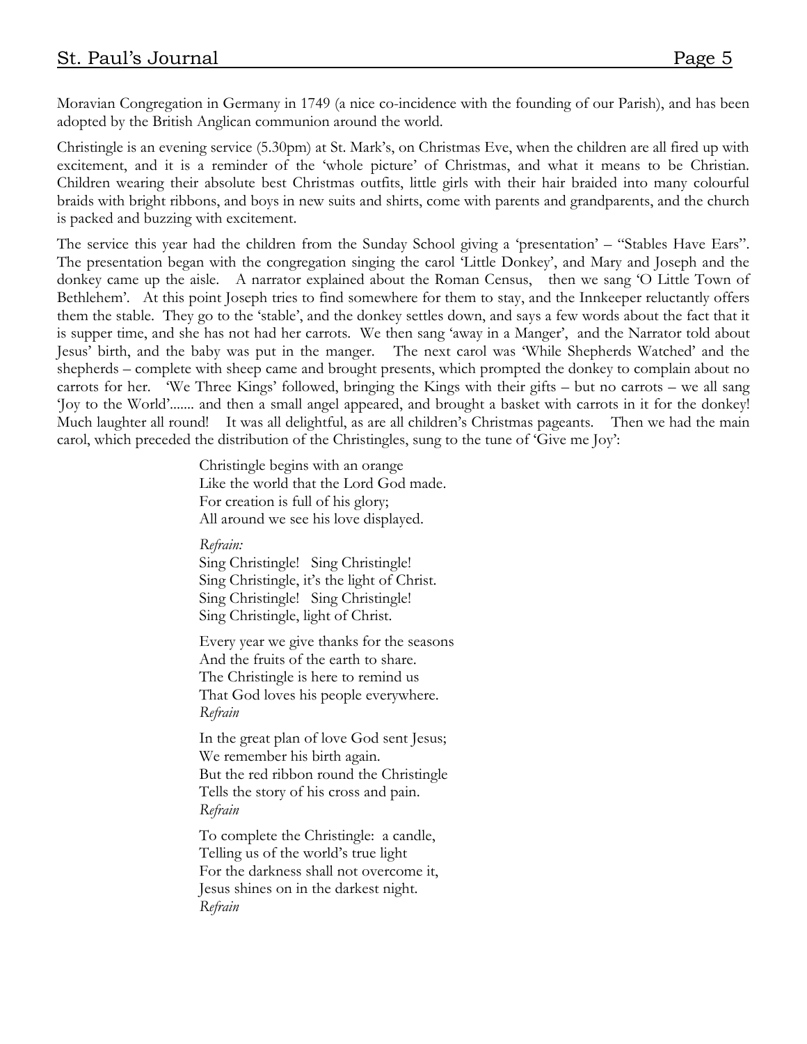Moravian Congregation in Germany in 1749 (a nice co-incidence with the founding of our Parish), and has been adopted by the British Anglican communion around the world.

Christingle is an evening service (5.30pm) at St. Mark's, on Christmas Eve, when the children are all fired up with excitement, and it is a reminder of the 'whole picture' of Christmas, and what it means to be Christian. Children wearing their absolute best Christmas outfits, little girls with their hair braided into many colourful braids with bright ribbons, and boys in new suits and shirts, come with parents and grandparents, and the church is packed and buzzing with excitement.

The service this year had the children from the Sunday School giving a 'presentation' – "Stables Have Ears". The presentation began with the congregation singing the carol 'Little Donkey', and Mary and Joseph and the donkey came up the aisle. A narrator explained about the Roman Census, then we sang 'O Little Town of Bethlehem'. At this point Joseph tries to find somewhere for them to stay, and the Innkeeper reluctantly offers them the stable. They go to the 'stable', and the donkey settles down, and says a few words about the fact that it is supper time, and she has not had her carrots. We then sang 'away in a Manger', and the Narrator told about Jesus' birth, and the baby was put in the manger. The next carol was 'While Shepherds Watched' and the shepherds – complete with sheep came and brought presents, which prompted the donkey to complain about no carrots for her. 'We Three Kings' followed, bringing the Kings with their gifts – but no carrots – we all sang 'Joy to the World'....... and then a small angel appeared, and brought a basket with carrots in it for the donkey! Much laughter all round! It was all delightful, as are all children's Christmas pageants. Then we had the main carol, which preceded the distribution of the Christingles, sung to the tune of 'Give me Joy':

Christingle begins with an orange
Like the world that the Lord God made.
For creation is full of his glory;
All around we see his love displayed.

*Refrain:*
Sing Christingle! Sing Christingle!
Sing Christingle, it's the light of Christ.
Sing Christingle! Sing Christingle!
Sing Christingle, light of Christ.

Every year we give thanks for the seasons
And the fruits of the earth to share.
The Christingle is here to remind us
That God loves his people everywhere.
*Refrain*

In the great plan of love God sent Jesus;
We remember his birth again.
But the red ribbon round the Christingle
Tells the story of his cross and pain.
*Refrain*

To complete the Christingle: a candle,
Telling us of the world's true light
For the darkness shall not overcome it,
Jesus shines on in the darkest night.
*Refrain*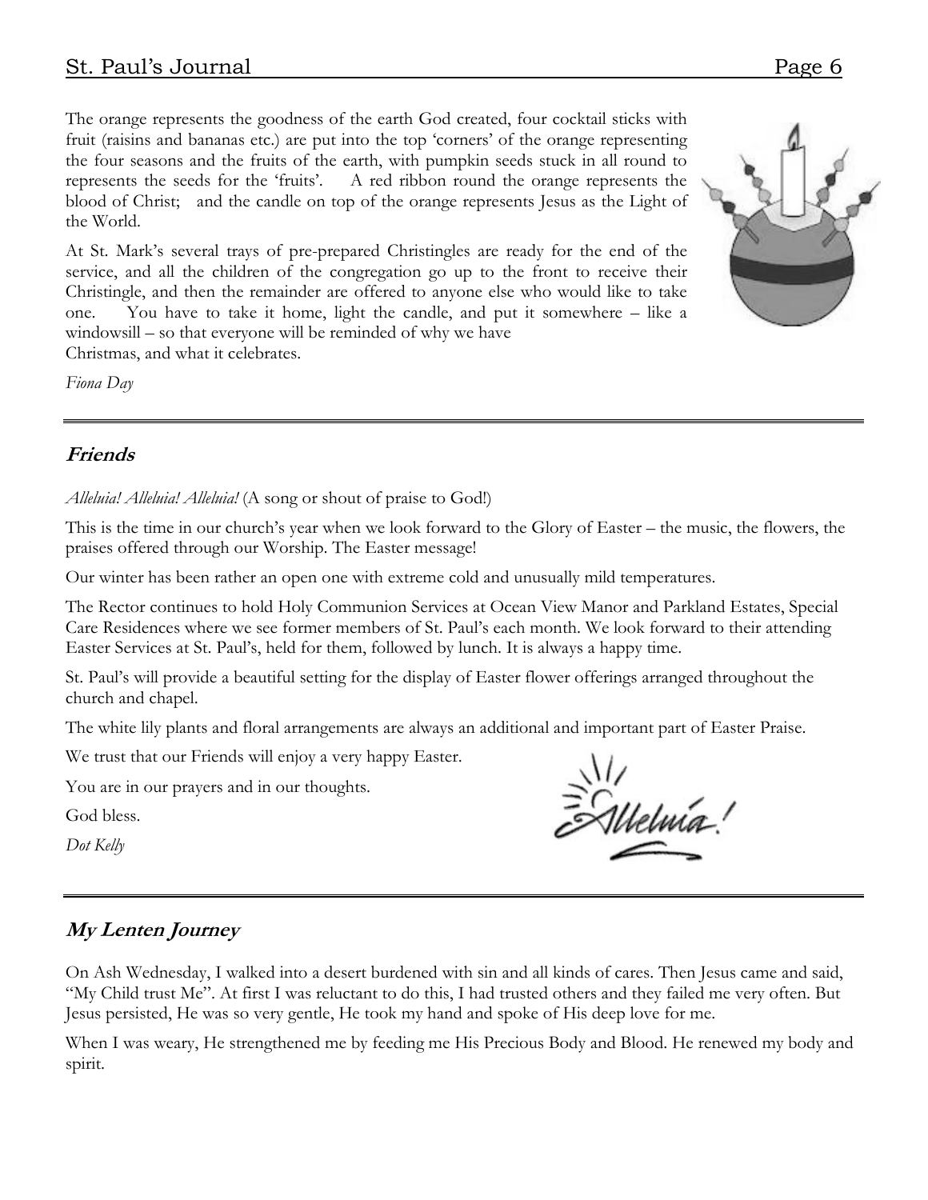The orange represents the goodness of the earth God created, four cocktail sticks with fruit (raisins and bananas etc.) are put into the top 'corners' of the orange representing the four seasons and the fruits of the earth, with pumpkin seeds stuck in all round to represents the seeds for the 'fruits'. A red ribbon round the orange represents the blood of Christ; and the candle on top of the orange represents Jesus as the Light of the World.

At St. Mark's several trays of pre-prepared Christingles are ready for the end of the service, and all the children of the congregation go up to the front to receive their Christingle, and then the remainder are offered to anyone else who would like to take one. You have to take it home, light the candle, and put it somewhere – like a windowsill – so that everyone will be reminded of why we have Christmas, and what it celebrates.

*Fiona Day*

---

## Friends

*Alleluia! Alleluia! Alleluia!* (A song or shout of praise to God!)

This is the time in our church's year when we look forward to the Glory of Easter – the music, the flowers, the praises offered through our Worship. The Easter message!

Our winter has been rather an open one with extreme cold and unusually mild temperatures.

The Rector continues to hold Holy Communion Services at Ocean View Manor and Parkland Estates, Special Care Residences where we see former members of St. Paul's each month. We look forward to their attending Easter Services at St. Paul's, held for them, followed by lunch. It is always a happy time.

St. Paul's will provide a beautiful setting for the display of Easter flower offerings arranged throughout the church and chapel.

The white lily plants and floral arrangements are always an additional and important part of Easter Praise.

We trust that our Friends will enjoy a very happy Easter.

You are in our prayers and in our thoughts.

God bless.

*Dot Kelly*

Alleluia!

---

## My Lenten Journey

On Ash Wednesday, I walked into a desert burdened with sin and all kinds of cares. Then Jesus came and said, "My Child trust Me". At first I was reluctant to do this, I had trusted others and they failed me very often. But Jesus persisted, He was so very gentle, He took my hand and spoke of His deep love for me.

When I was weary, He strengthened me by feeding me His Precious Body and Blood. He renewed my body and spirit.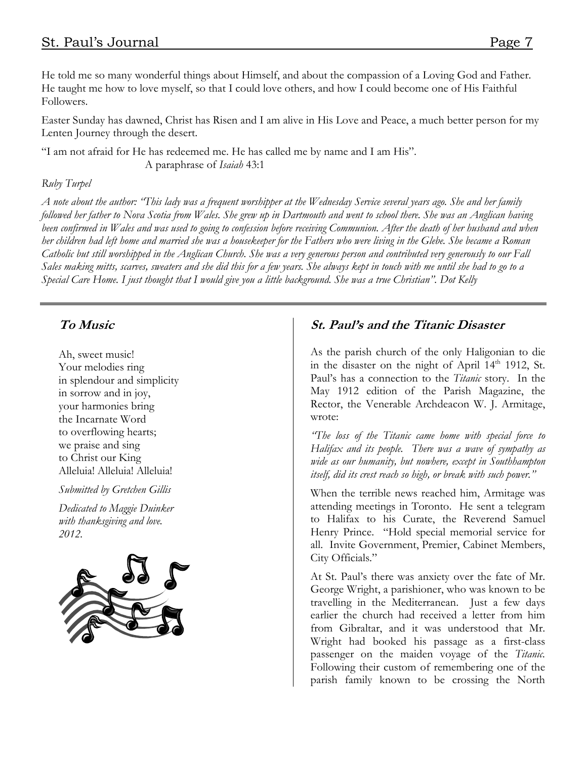He told me so many wonderful things about Himself, and about the compassion of a Loving God and Father. He taught me how to love myself, so that I could love others, and how I could become one of His Faithful Followers.

Easter Sunday has dawned, Christ has Risen and I am alive in His Love and Peace, a much better person for my Lenten Journey through the desert.

"I am not afraid for He has redeemed me. He has called me by name and I am His".
A paraphrase of *Isaiah* 43:1

*Ruby Turpel*

*A note about the author: "This lady was a frequent worshipper at the Wednesday Service several years ago. She and her family followed her father to Nova Scotia from Wales. She grew up in Dartmouth and went to school there. She was an Anglican having been confirmed in Wales and was used to going to confession before receiving Communion. After the death of her husband and when her children had left home and married she was a housekeeper for the Fathers who were living in the Glebe. She became a Roman Catholic but still worshipped in the Anglican Church. She was a very generous person and contributed very generously to our Fall Sales making mitts, scarves, sweaters and she did this for a few years. She always kept in touch with me until she had to go to a Special Care Home. I just thought that I would give you a little background. She was a true Christian". Dot Kelly*

---

## *To Music*

Ah, sweet music!
Your melodies ring
in splendour and simplicity
in sorrow and in joy,
your harmonies bring
the Incarnate Word
to overflowing hearts;
we praise and sing
to Christ our King
Alleluia! Alleluia! Alleluia!

*Submitted by Gretchen Gillis*

*Dedicated to Maggie Duinker
with thanksgiving and love.
2012.*

## *St. Paul's and the Titanic Disaster*

As the parish church of the only Haligonian to die in the disaster on the night of April 14th 1912, St. Paul's has a connection to the *Titanic* story. In the May 1912 edition of the Parish Magazine, the Rector, the Venerable Archdeacon W. J. Armitage, wrote:

*"The loss of the Titanic came home with special force to Halifax and its people. There was a wave of sympathy as wide as our humanity, but nowhere, except in Southhampton itself, did its crest reach so high, or break with such power."*

When the terrible news reached him, Armitage was attending meetings in Toronto. He sent a telegram to Halifax to his Curate, the Reverend Samuel Henry Prince. "Hold special memorial service for all. Invite Government, Premier, Cabinet Members, City Officials."

At St. Paul's there was anxiety over the fate of Mr. George Wright, a parishioner, who was known to be travelling in the Mediterranean. Just a few days earlier the church had received a letter from him from Gibraltar, and it was understood that Mr. Wright had booked his passage as a first-class passenger on the maiden voyage of the *Titanic.* Following their custom of remembering one of the parish family known to be crossing the North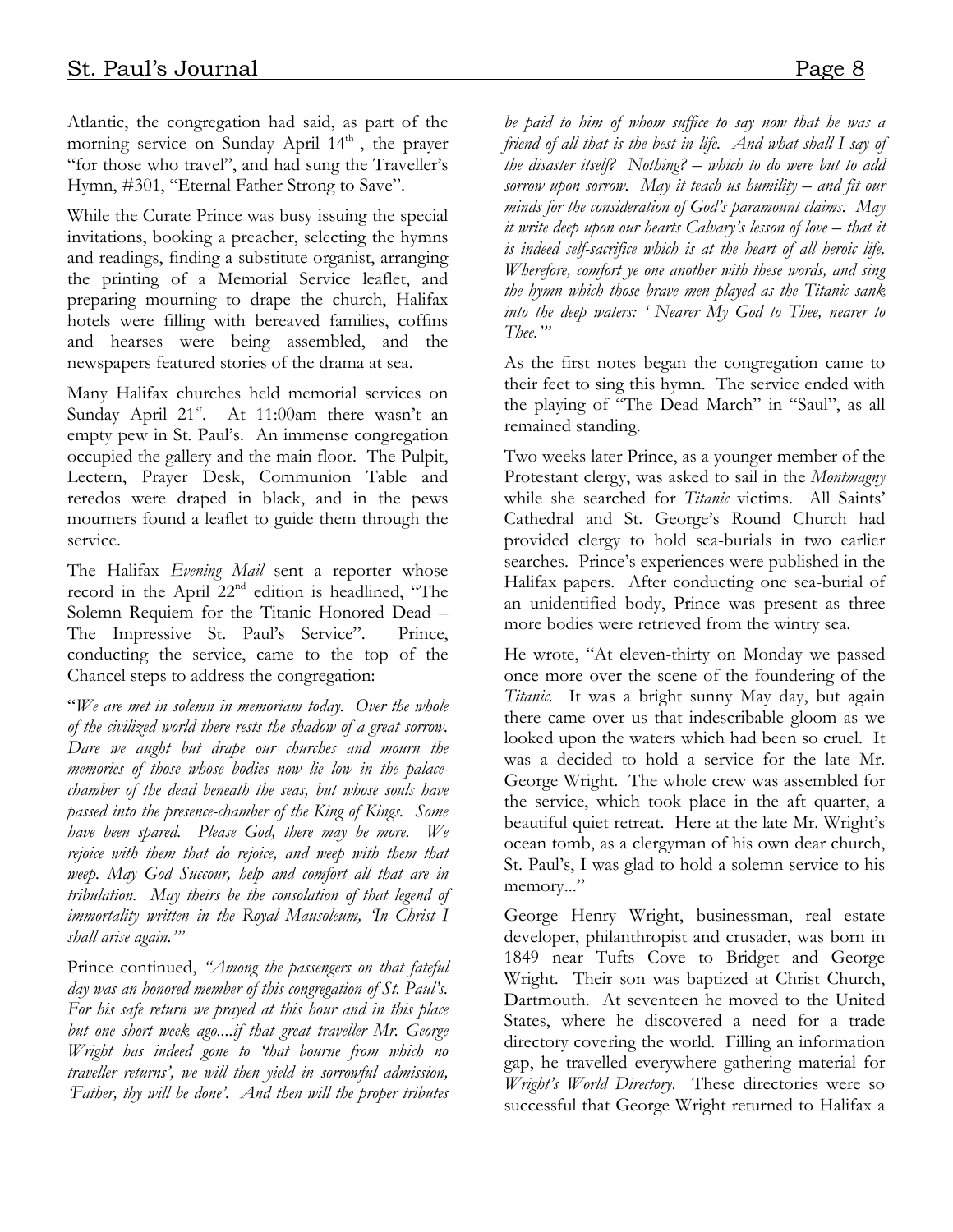Atlantic, the congregation had said, as part of the morning service on Sunday April 14th, the prayer "for those who travel", and had sung the Traveller's Hymn, #301, "Eternal Father Strong to Save".

While the Curate Prince was busy issuing the special invitations, booking a preacher, selecting the hymns and readings, finding a substitute organist, arranging the printing of a Memorial Service leaflet, and preparing mourning to drape the church, Halifax hotels were filling with bereaved families, coffins and hearses were being assembled, and the newspapers featured stories of the drama at sea.

Many Halifax churches held memorial services on Sunday April 21st. At 11:00am there wasn't an empty pew in St. Paul's. An immense congregation occupied the gallery and the main floor. The Pulpit, Lectern, Prayer Desk, Communion Table and reredos were draped in black, and in the pews mourners found a leaflet to guide them through the service.

The Halifax *Evening Mail* sent a reporter whose record in the April 22nd edition is headlined, "The Solemn Requiem for the Titanic Honored Dead – The Impressive St. Paul's Service". Prince, conducting the service, came to the top of the Chancel steps to address the congregation:

"*We are met in solemn in memoriam today. Over the whole of the civilized world there rests the shadow of a great sorrow. Dare we aught but drape our churches and mourn the memories of those whose bodies now lie low in the palace-chamber of the dead beneath the seas, but whose souls have passed into the presence-chamber of the King of Kings. Some have been spared. Please God, there may be more. We rejoice with them that do rejoice, and weep with them that weep. May God Succour, help and comfort all that are in tribulation. May theirs be the consolation of that legend of immortality written in the Royal Mausoleum, 'In Christ I shall arise again.'*"

Prince continued, *"Among the passengers on that fateful day was an honored member of this congregation of St. Paul's. For his safe return we prayed at this hour and in this place but one short week ago....if that great traveller Mr. George Wright has indeed gone to 'that bourne from which no traveller returns', we will then yield in sorrowful admission, 'Father, thy will be done'. And then will the proper tributes be paid to him of whom suffice to say now that he was a friend of all that is the best in life. And what shall I say of the disaster itself? Nothing? – which to do were but to add sorrow upon sorrow. May it teach us humility – and fit our minds for the consideration of God's paramount claims. May it write deep upon our hearts Calvary's lesson of love – that it is indeed self-sacrifice which is at the heart of all heroic life. Wherefore, comfort ye one another with these words, and sing the hymn which those brave men played as the Titanic sank into the deep waters: ' Nearer My God to Thee, nearer to Thee.'"*

As the first notes began the congregation came to their feet to sing this hymn. The service ended with the playing of "The Dead March" in "Saul", as all remained standing.

Two weeks later Prince, as a younger member of the Protestant clergy, was asked to sail in the *Montmagny* while she searched for *Titanic* victims. All Saints' Cathedral and St. George's Round Church had provided clergy to hold sea-burials in two earlier searches. Prince's experiences were published in the Halifax papers. After conducting one sea-burial of an unidentified body, Prince was present as three more bodies were retrieved from the wintry sea.

He wrote, "At eleven-thirty on Monday we passed once more over the scene of the foundering of the *Titanic.* It was a bright sunny May day, but again there came over us that indescribable gloom as we looked upon the waters which had been so cruel. It was a decided to hold a service for the late Mr. George Wright. The whole crew was assembled for the service, which took place in the aft quarter, a beautiful quiet retreat. Here at the late Mr. Wright's ocean tomb, as a clergyman of his own dear church, St. Paul's, I was glad to hold a solemn service to his memory..."

George Henry Wright, businessman, real estate developer, philanthropist and crusader, was born in 1849 near Tufts Cove to Bridget and George Wright. Their son was baptized at Christ Church, Dartmouth. At seventeen he moved to the United States, where he discovered a need for a trade directory covering the world. Filling an information gap, he travelled everywhere gathering material for *Wright's World Directory*. These directories were so successful that George Wright returned to Halifax a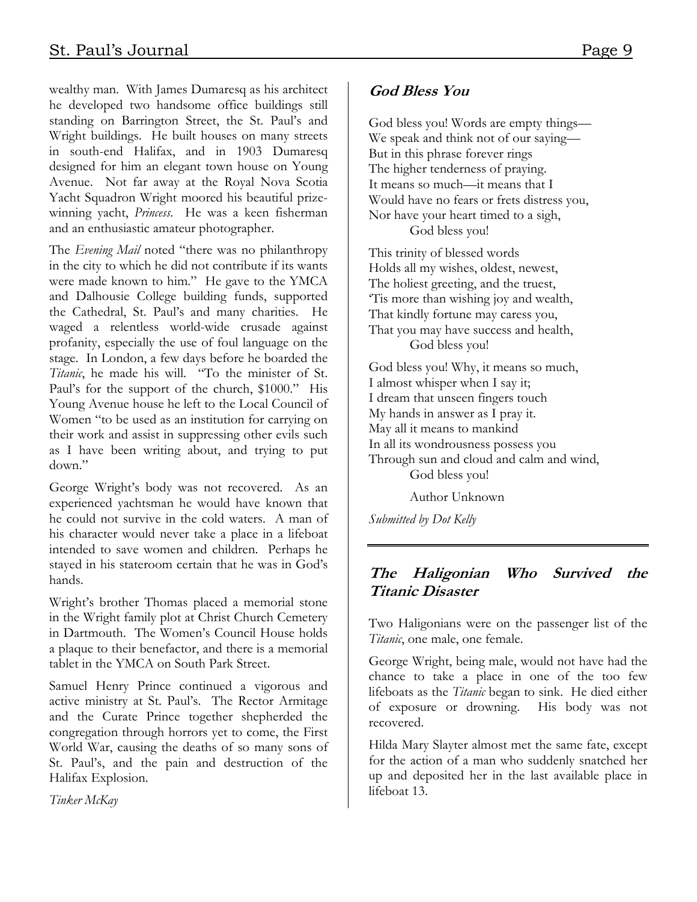wealthy man. With James Dumaresq as his architect he developed two handsome office buildings still standing on Barrington Street, the St. Paul's and Wright buildings. He built houses on many streets in south-end Halifax, and in 1903 Dumaresq designed for him an elegant town house on Young Avenue. Not far away at the Royal Nova Scotia Yacht Squadron Wright moored his beautiful prize-winning yacht, *Princess*. He was a keen fisherman and an enthusiastic amateur photographer.

The *Evening Mail* noted "there was no philanthropy in the city to which he did not contribute if its wants were made known to him." He gave to the YMCA and Dalhousie College building funds, supported the Cathedral, St. Paul's and many charities. He waged a relentless world-wide crusade against profanity, especially the use of foul language on the stage. In London, a few days before he boarded the *Titanic*, he made his will. "To the minister of St. Paul's for the support of the church, $1000." His Young Avenue house he left to the Local Council of Women "to be used as an institution for carrying on their work and assist in suppressing other evils such as I have been writing about, and trying to put down."

George Wright's body was not recovered. As an experienced yachtsman he would have known that he could not survive in the cold waters. A man of his character would never take a place in a lifeboat intended to save women and children. Perhaps he stayed in his stateroom certain that he was in God's hands.

Wright's brother Thomas placed a memorial stone in the Wright family plot at Christ Church Cemetery in Dartmouth. The Women's Council House holds a plaque to their benefactor, and there is a memorial tablet in the YMCA on South Park Street.

Samuel Henry Prince continued a vigorous and active ministry at St. Paul's. The Rector Armitage and the Curate Prince together shepherded the congregation through horrors yet to come, the First World War, causing the deaths of so many sons of St. Paul's, and the pain and destruction of the Halifax Explosion.

*Tinker McKay*

## God Bless You

God bless you! Words are empty things—
We speak and think not of our saying—
But in this phrase forever rings
The higher tenderness of praying.
It means so much—it means that I
Would have no fears or frets distress you,
Nor have your heart timed to a sigh,
God bless you!

This trinity of blessed words
Holds all my wishes, oldest, newest,
The holiest greeting, and the truest,
'Tis more than wishing joy and wealth,
That kindly fortune may caress you,
That you may have success and health,
God bless you!

God bless you! Why, it means so much,
I almost whisper when I say it;
I dream that unseen fingers touch
My hands in answer as I pray it.
May all it means to mankind
In all its wondrousness possess you
Through sun and cloud and calm and wind,
God bless you!

Author Unknown

*Submitted by Dot Kelly*

## The Haligonian Who Survived the Titanic Disaster

Two Haligonians were on the passenger list of the *Titanic*, one male, one female.

George Wright, being male, would not have had the chance to take a place in one of the too few lifeboats as the *Titanic* began to sink. He died either of exposure or drowning. His body was not recovered.

Hilda Mary Slayter almost met the same fate, except for the action of a man who suddenly snatched her up and deposited her in the last available place in lifeboat 13.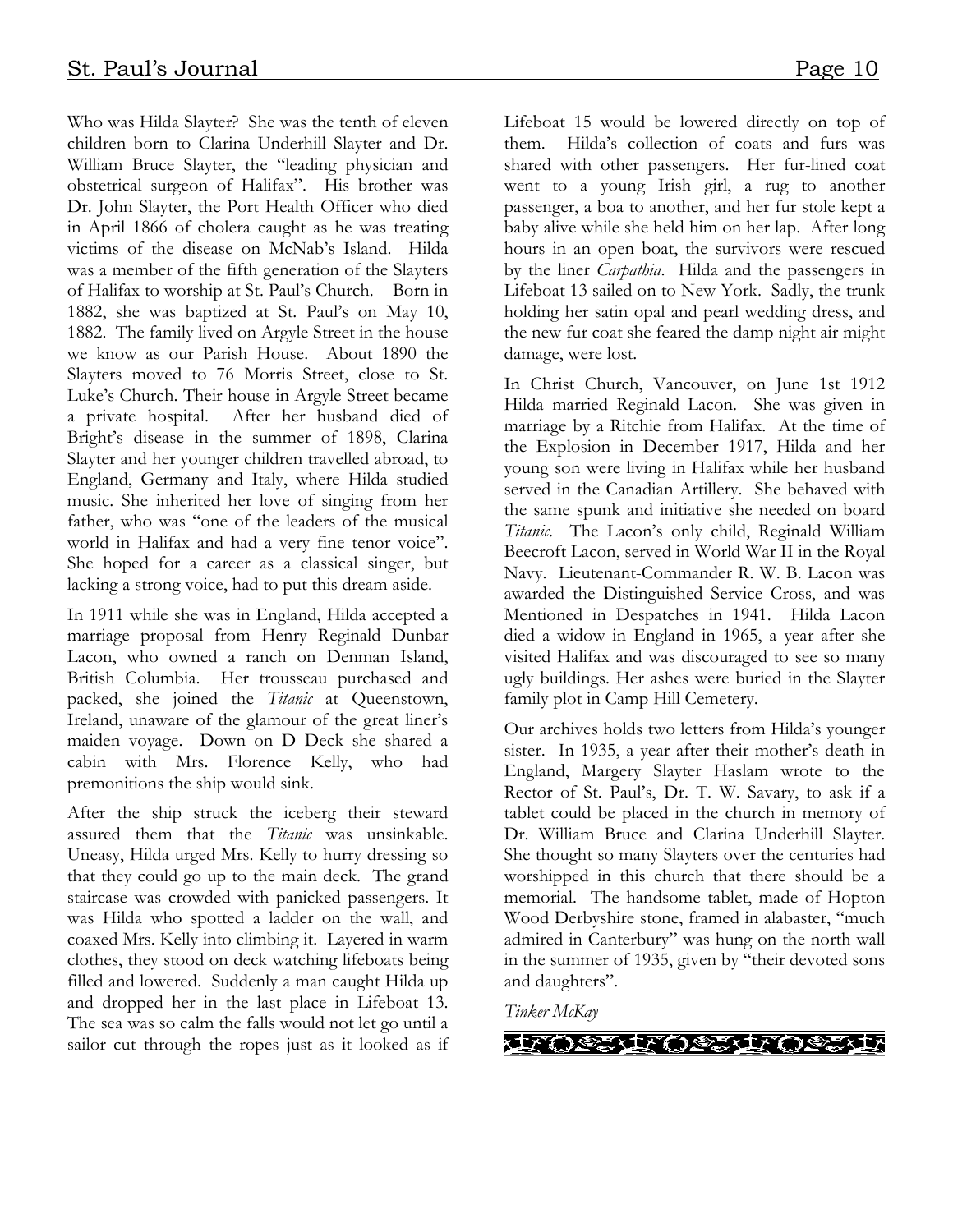Who was Hilda Slayter? She was the tenth of eleven children born to Clarina Underhill Slayter and Dr. William Bruce Slayter, the "leading physician and obstetrical surgeon of Halifax". His brother was Dr. John Slayter, the Port Health Officer who died in April 1866 of cholera caught as he was treating victims of the disease on McNab's Island. Hilda was a member of the fifth generation of the Slayters of Halifax to worship at St. Paul's Church. Born in 1882, she was baptized at St. Paul's on May 10, 1882. The family lived on Argyle Street in the house we know as our Parish House. About 1890 the Slayters moved to 76 Morris Street, close to St. Luke's Church. Their house in Argyle Street became a private hospital. After her husband died of Bright's disease in the summer of 1898, Clarina Slayter and her younger children travelled abroad, to England, Germany and Italy, where Hilda studied music. She inherited her love of singing from her father, who was "one of the leaders of the musical world in Halifax and had a very fine tenor voice". She hoped for a career as a classical singer, but lacking a strong voice, had to put this dream aside.

In 1911 while she was in England, Hilda accepted a marriage proposal from Henry Reginald Dunbar Lacon, who owned a ranch on Denman Island, British Columbia. Her trousseau purchased and packed, she joined the *Titanic* at Queenstown, Ireland, unaware of the glamour of the great liner's maiden voyage. Down on D Deck she shared a cabin with Mrs. Florence Kelly, who had premonitions the ship would sink.

After the ship struck the iceberg their steward assured them that the *Titanic* was unsinkable. Uneasy, Hilda urged Mrs. Kelly to hurry dressing so that they could go up to the main deck. The grand staircase was crowded with panicked passengers. It was Hilda who spotted a ladder on the wall, and coaxed Mrs. Kelly into climbing it. Layered in warm clothes, they stood on deck watching lifeboats being filled and lowered. Suddenly a man caught Hilda up and dropped her in the last place in Lifeboat 13. The sea was so calm the falls would not let go until a sailor cut through the ropes just as it looked as if Lifeboat 15 would be lowered directly on top of them. Hilda's collection of coats and furs was shared with other passengers. Her fur-lined coat went to a young Irish girl, a rug to another passenger, a boa to another, and her fur stole kept a baby alive while she held him on her lap. After long hours in an open boat, the survivors were rescued by the liner *Carpathia*. Hilda and the passengers in Lifeboat 13 sailed on to New York. Sadly, the trunk holding her satin opal and pearl wedding dress, and the new fur coat she feared the damp night air might damage, were lost.

In Christ Church, Vancouver, on June 1st 1912 Hilda married Reginald Lacon. She was given in marriage by a Ritchie from Halifax. At the time of the Explosion in December 1917, Hilda and her young son were living in Halifax while her husband served in the Canadian Artillery. She behaved with the same spunk and initiative she needed on board *Titanic*. The Lacon's only child, Reginald William Beecroft Lacon, served in World War II in the Royal Navy. Lieutenant-Commander R. W. B. Lacon was awarded the Distinguished Service Cross, and was Mentioned in Despatches in 1941. Hilda Lacon died a widow in England in 1965, a year after she visited Halifax and was discouraged to see so many ugly buildings. Her ashes were buried in the Slayter family plot in Camp Hill Cemetery.

Our archives holds two letters from Hilda's younger sister. In 1935, a year after their mother's death in England, Margery Slayter Haslam wrote to the Rector of St. Paul's, Dr. T. W. Savary, to ask if a tablet could be placed in the church in memory of Dr. William Bruce and Clarina Underhill Slayter. She thought so many Slayters over the centuries had worshipped in this church that there should be a memorial. The handsome tablet, made of Hopton Wood Derbyshire stone, framed in alabaster, "much admired in Canterbury" was hung on the north wall in the summer of 1935, given by "their devoted sons and daughters".

*Tinker McKay*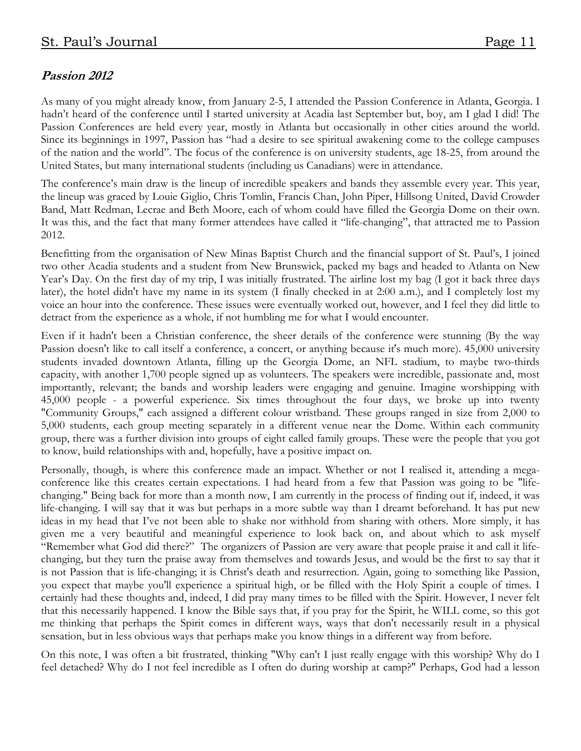## ***Passion 2012***

As many of you might already know, from January 2-5, I attended the Passion Conference in Atlanta, Georgia. I hadn't heard of the conference until I started university at Acadia last September but, boy, am I glad I did! The Passion Conferences are held every year, mostly in Atlanta but occasionally in other cities around the world. Since its beginnings in 1997, Passion has "had a desire to see spiritual awakening come to the college campuses of the nation and the world". The focus of the conference is on university students, age 18-25, from around the United States, but many international students (including us Canadians) were in attendance.

The conference's main draw is the lineup of incredible speakers and bands they assemble every year. This year, the lineup was graced by Louie Giglio, Chris Tomlin, Francis Chan, John Piper, Hillsong United, David Crowder Band, Matt Redman, Lecrae and Beth Moore, each of whom could have filled the Georgia Dome on their own. It was this, and the fact that many former attendees have called it "life-changing", that attracted me to Passion 2012.

Benefitting from the organisation of New Minas Baptist Church and the financial support of St. Paul's, I joined two other Acadia students and a student from New Brunswick, packed my bags and headed to Atlanta on New Year's Day. On the first day of my trip, I was initially frustrated. The airline lost my bag (I got it back three days later), the hotel didn't have my name in its system (I finally checked in at 2:00 a.m.), and I completely lost my voice an hour into the conference. These issues were eventually worked out, however, and I feel they did little to detract from the experience as a whole, if not humbling me for what I would encounter.

Even if it hadn't been a Christian conference, the sheer details of the conference were stunning (By the way Passion doesn't like to call itself a conference, a concert, or anything because it's much more). 45,000 university students invaded downtown Atlanta, filling up the Georgia Dome, an NFL stadium, to maybe two-thirds capacity, with another 1,700 people signed up as volunteers. The speakers were incredible, passionate and, most importantly, relevant; the bands and worship leaders were engaging and genuine. Imagine worshipping with 45,000 people - a powerful experience. Six times throughout the four days, we broke up into twenty "Community Groups," each assigned a different colour wristband. These groups ranged in size from 2,000 to 5,000 students, each group meeting separately in a different venue near the Dome. Within each community group, there was a further division into groups of eight called family groups. These were the people that you got to know, build relationships with and, hopefully, have a positive impact on.

Personally, though, is where this conference made an impact. Whether or not I realised it, attending a mega-conference like this creates certain expectations. I had heard from a few that Passion was going to be "life-changing." Being back for more than a month now, I am currently in the process of finding out if, indeed, it was life-changing. I will say that it was but perhaps in a more subtle way than I dreamt beforehand. It has put new ideas in my head that I've not been able to shake nor withhold from sharing with others. More simply, it has given me a very beautiful and meaningful experience to look back on, and about which to ask myself "Remember what God did there?" The organizers of Passion are very aware that people praise it and call it life-changing, but they turn the praise away from themselves and towards Jesus, and would be the first to say that it is not Passion that is life-changing; it is Christ's death and resurrection. Again, going to something like Passion, you expect that maybe you'll experience a spiritual high, or be filled with the Holy Spirit a couple of times. I certainly had these thoughts and, indeed, I did pray many times to be filled with the Spirit. However, I never felt that this necessarily happened. I know the Bible says that, if you pray for the Spirit, he WILL come, so this got me thinking that perhaps the Spirit comes in different ways, ways that don't necessarily result in a physical sensation, but in less obvious ways that perhaps make you know things in a different way from before.

On this note, I was often a bit frustrated, thinking "Why can't I just really engage with this worship? Why do I feel detached? Why do I not feel incredible as I often do during worship at camp?" Perhaps, God had a lesson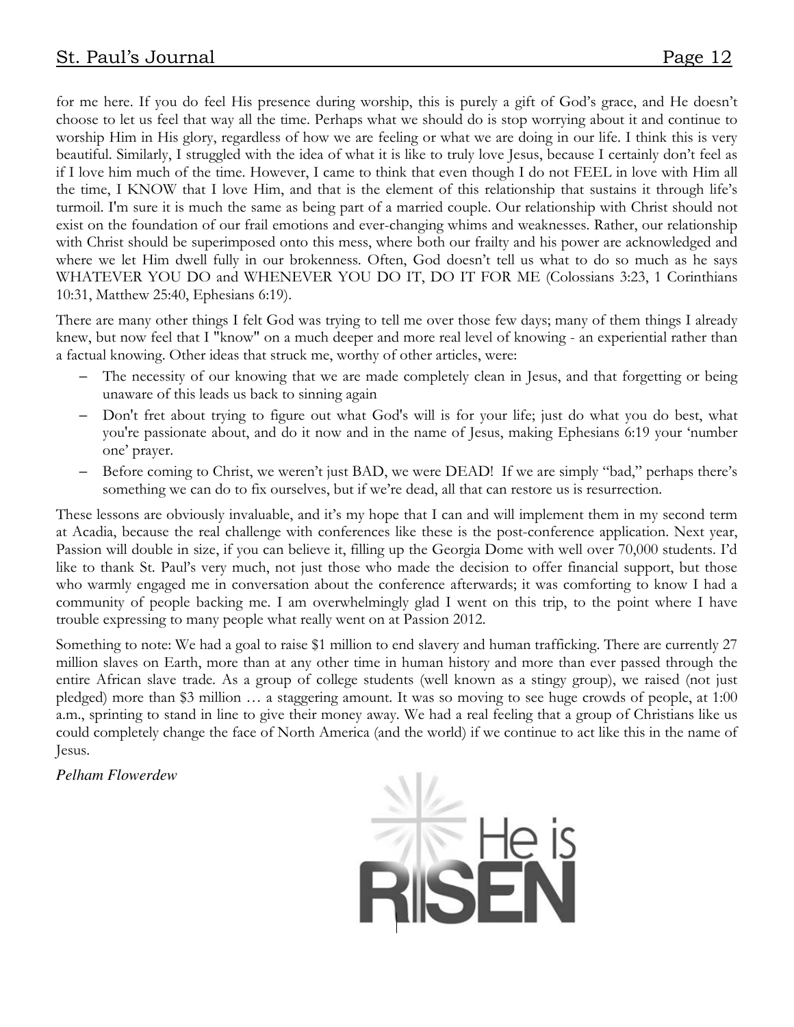for me here. If you do feel His presence during worship, this is purely a gift of God's grace, and He doesn't choose to let us feel that way all the time. Perhaps what we should do is stop worrying about it and continue to worship Him in His glory, regardless of how we are feeling or what we are doing in our life. I think this is very beautiful. Similarly, I struggled with the idea of what it is like to truly love Jesus, because I certainly don't feel as if I love him much of the time. However, I came to think that even though I do not FEEL in love with Him all the time, I KNOW that I love Him, and that is the element of this relationship that sustains it through life's turmoil. I'm sure it is much the same as being part of a married couple. Our relationship with Christ should not exist on the foundation of our frail emotions and ever-changing whims and weaknesses. Rather, our relationship with Christ should be superimposed onto this mess, where both our frailty and his power are acknowledged and where we let Him dwell fully in our brokenness. Often, God doesn't tell us what to do so much as he says WHATEVER YOU DO and WHENEVER YOU DO IT, DO IT FOR ME (Colossians 3:23, 1 Corinthians 10:31, Matthew 25:40, Ephesians 6:19).

There are many other things I felt God was trying to tell me over those few days; many of them things I already knew, but now feel that I "know" on a much deeper and more real level of knowing - an experiential rather than a factual knowing. Other ideas that struck me, worthy of other articles, were:

- The necessity of our knowing that we are made completely clean in Jesus, and that forgetting or being unaware of this leads us back to sinning again
- Don't fret about trying to figure out what God's will is for your life; just do what you do best, what you're passionate about, and do it now and in the name of Jesus, making Ephesians 6:19 your 'number one' prayer.
- Before coming to Christ, we weren't just BAD, we were DEAD! If we are simply "bad," perhaps there's something we can do to fix ourselves, but if we're dead, all that can restore us is resurrection.

These lessons are obviously invaluable, and it's my hope that I can and will implement them in my second term at Acadia, because the real challenge with conferences like these is the post-conference application. Next year, Passion will double in size, if you can believe it, filling up the Georgia Dome with well over 70,000 students. I'd like to thank St. Paul's very much, not just those who made the decision to offer financial support, but those who warmly engaged me in conversation about the conference afterwards; it was comforting to know I had a community of people backing me. I am overwhelmingly glad I went on this trip, to the point where I have trouble expressing to many people what really went on at Passion 2012.

Something to note: We had a goal to raise $1 million to end slavery and human trafficking. There are currently 27 million slaves on Earth, more than at any other time in human history and more than ever passed through the entire African slave trade. As a group of college students (well known as a stingy group), we raised (not just pledged) more than $3 million … a staggering amount. It was so moving to see huge crowds of people, at 1:00 a.m., sprinting to stand in line to give their money away. We had a real feeling that a group of Christians like us could completely change the face of North America (and the world) if we continue to act like this in the name of Jesus.

*Pelham Flowerdew*

He is RISEN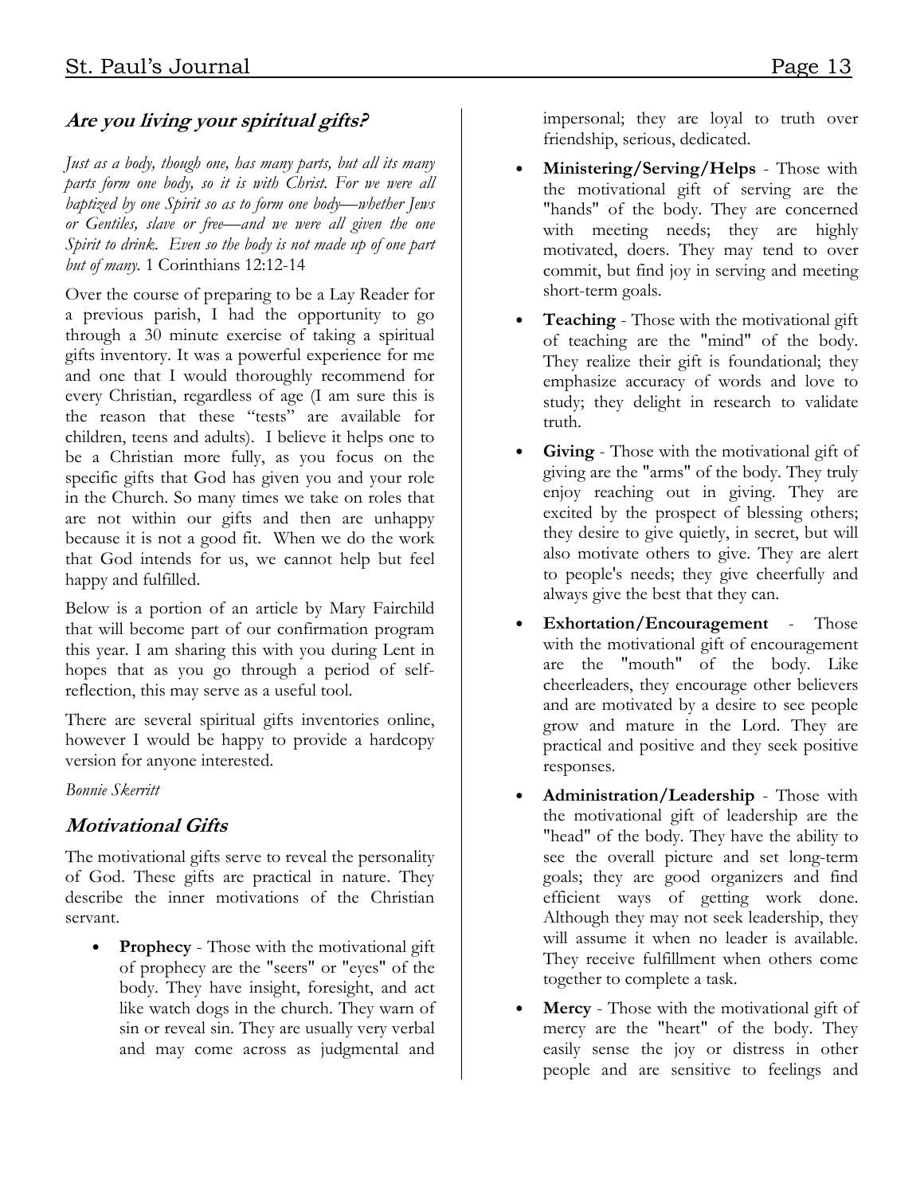## *Are you living your spiritual gifts?*

*Just as a body, though one, has many parts, but all its many parts form one body, so it is with Christ. For we were all baptized by one Spirit so as to form one body—whether Jews or Gentiles, slave or free—and we were all given the one Spirit to drink. Even so the body is not made up of one part but of many.* 1 Corinthians 12:12-14

Over the course of preparing to be a Lay Reader for a previous parish, I had the opportunity to go through a 30 minute exercise of taking a spiritual gifts inventory. It was a powerful experience for me and one that I would thoroughly recommend for every Christian, regardless of age (I am sure this is the reason that these "tests" are available for children, teens and adults). I believe it helps one to be a Christian more fully, as you focus on the specific gifts that God has given you and your role in the Church. So many times we take on roles that are not within our gifts and then are unhappy because it is not a good fit. When we do the work that God intends for us, we cannot help but feel happy and fulfilled.

Below is a portion of an article by Mary Fairchild that will become part of our confirmation program this year. I am sharing this with you during Lent in hopes that as you go through a period of self-reflection, this may serve as a useful tool.

There are several spiritual gifts inventories online, however I would be happy to provide a hardcopy version for anyone interested.

*Bonnie Skerritt*

## *Motivational Gifts*

The motivational gifts serve to reveal the personality of God. These gifts are practical in nature. They describe the inner motivations of the Christian servant.

- **Prophecy** - Those with the motivational gift of prophecy are the "seers" or "eyes" of the body. They have insight, foresight, and act like watch dogs in the church. They warn of sin or reveal sin. They are usually very verbal and may come across as judgmental and impersonal; they are loyal to truth over friendship, serious, dedicated.
- **Ministering/Serving/Helps** - Those with the motivational gift of serving are the "hands" of the body. They are concerned with meeting needs; they are highly motivated, doers. They may tend to over commit, but find joy in serving and meeting short-term goals.
- **Teaching** - Those with the motivational gift of teaching are the "mind" of the body. They realize their gift is foundational; they emphasize accuracy of words and love to study; they delight in research to validate truth.
- **Giving** - Those with the motivational gift of giving are the "arms" of the body. They truly enjoy reaching out in giving. They are excited by the prospect of blessing others; they desire to give quietly, in secret, but will also motivate others to give. They are alert to people's needs; they give cheerfully and always give the best that they can.
- **Exhortation/Encouragement** - Those with the motivational gift of encouragement are the "mouth" of the body. Like cheerleaders, they encourage other believers and are motivated by a desire to see people grow and mature in the Lord. They are practical and positive and they seek positive responses.
- **Administration/Leadership** - Those with the motivational gift of leadership are the "head" of the body. They have the ability to see the overall picture and set long-term goals; they are good organizers and find efficient ways of getting work done. Although they may not seek leadership, they will assume it when no leader is available. They receive fulfillment when others come together to complete a task.
- **Mercy** - Those with the motivational gift of mercy are the "heart" of the body. They easily sense the joy or distress in other people and are sensitive to feelings and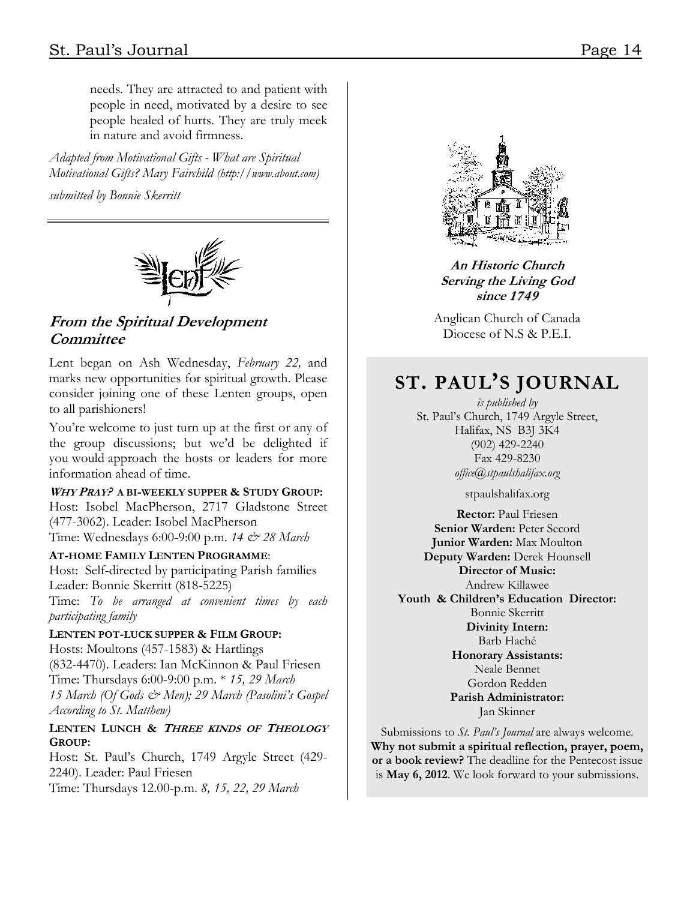needs. They are attracted to and patient with people in need, motivated by a desire to see people healed of hurts. They are truly meek in nature and avoid firmness.

*Adapted from Motivational Gifts - What are Spiritual Motivational Gifts? Mary Fairchild (http://www.about.com)*

*submitted by Bonnie Skerritt*

---

Lent

## *From the Spiritual Development Committee*

Lent began on Ash Wednesday, *February 22,* and marks new opportunities for spiritual growth. Please consider joining one of these Lenten groups, open to all parishioners!

You're welcome to just turn up at the first or any of the group discussions; but we'd be delighted if you would approach the hosts or leaders for more information ahead of time.

***WHY PRAY?*** **A BI-WEEKLY SUPPER & STUDY GROUP:**
Host: Isobel MacPherson, 2717 Gladstone Street (477-3062). Leader: Isobel MacPherson
Time: Wednesdays 6:00-9:00 p.m. *14 & 28 March*

**AT-HOME FAMILY LENTEN PROGRAMME**:
Host: Self-directed by participating Parish families
Leader: Bonnie Skerritt (818-5225)
Time: *To be arranged at convenient times by each participating family*

**LENTEN POT-LUCK SUPPER & FILM GROUP:**
Hosts: Moultons (457-1583) & Hartlings (832-4470). Leaders: Ian McKinnon & Paul Friesen
Time: Thursdays 6:00-9:00 p.m. \* *15, 29 March*
*15 March (Of Gods & Men); 29 March (Pasolini's Gospel According to St. Matthew)*

**LENTEN LUNCH & *THREE KINDS OF THEOLOGY* GROUP:**
Host: St. Paul's Church, 1749 Argyle Street (429-2240). Leader: Paul Friesen
Time: Thursdays 12.00-p.m. *8, 15, 22, 29 March*

---

**_An Historic Church Serving the Living God since 1749_**

Anglican Church of Canada
Diocese of N.S & P.E.I.

## ST. PAUL'S JOURNAL

*is published by*
St. Paul's Church, 1749 Argyle Street,
Halifax, NS B3J 3K4
(902) 429-2240
Fax 429-8230
*office@stpaulshalifax.org*

stpaulshalifax.org

**Rector:** Paul Friesen
**Senior Warden:** Peter Secord
**Junior Warden:** Max Moulton
**Deputy Warden:** Derek Hounsell
**Director of Music:**
Andrew Killawee
**Youth & Children's Education Director:**
Bonnie Skerritt
**Divinity Intern:**
Barb Haché
**Honorary Assistants:**
Neale Bennet
Gordon Redden
**Parish Administrator:**
Jan Skinner

Submissions to *St. Paul's Journal* are always welcome. **Why not submit a spiritual reflection, prayer, poem, or a book review?** The deadline for the Pentecost issue is **May 6, 2012**. We look forward to your submissions.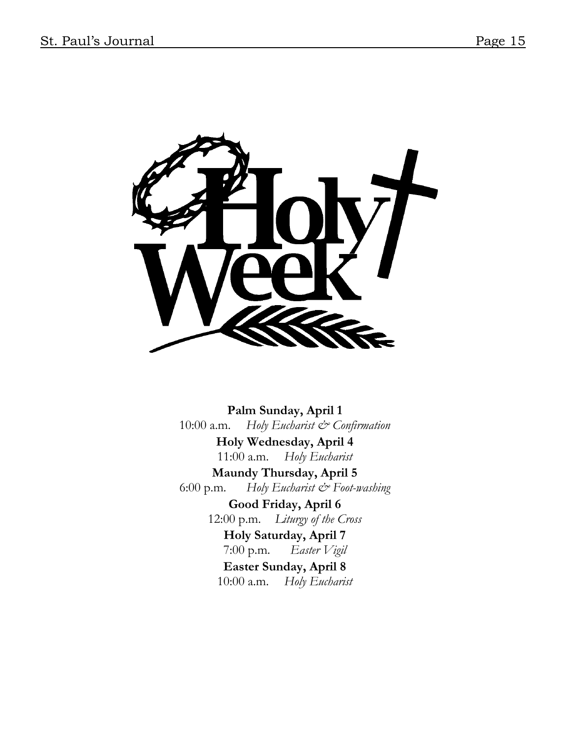# Holy Week

**Palm Sunday, April 1**
10:00 a.m. *Holy Eucharist & Confirmation*

**Holy Wednesday, April 4**
11:00 a.m. *Holy Eucharist*

**Maundy Thursday, April 5**
6:00 p.m. *Holy Eucharist & Foot-washing*

**Good Friday, April 6**
12:00 p.m. *Liturgy of the Cross*

**Holy Saturday, April 7**
7:00 p.m. *Easter Vigil*

**Easter Sunday, April 8**
10:00 a.m. *Holy Eucharist*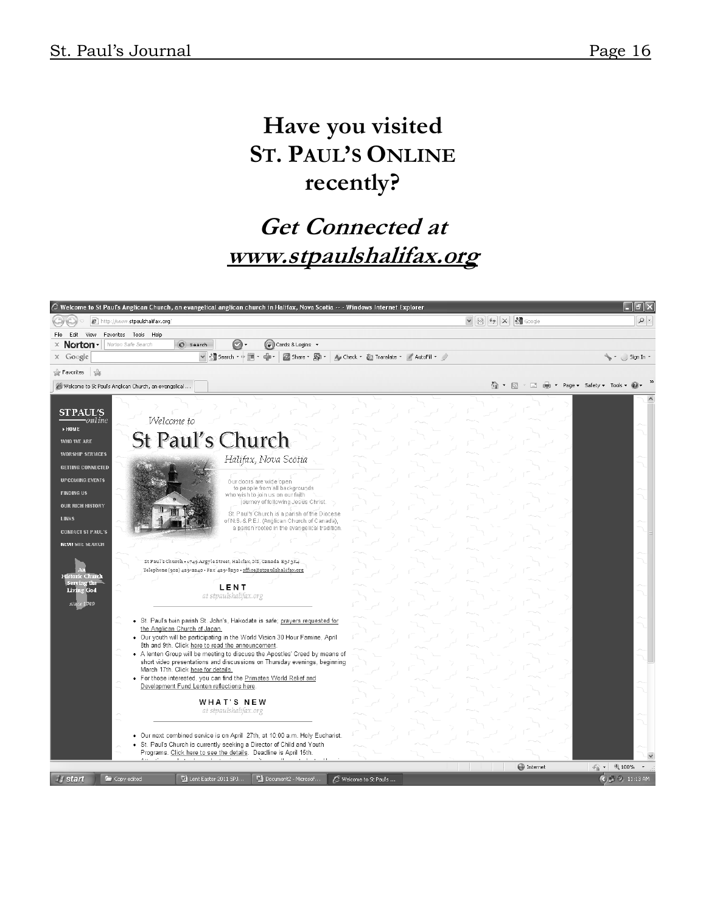# Have you visited
# ST. PAUL'S ONLINE
# recently?

## ***Get Connected at***
## ***www.stpaulshalifax.org***